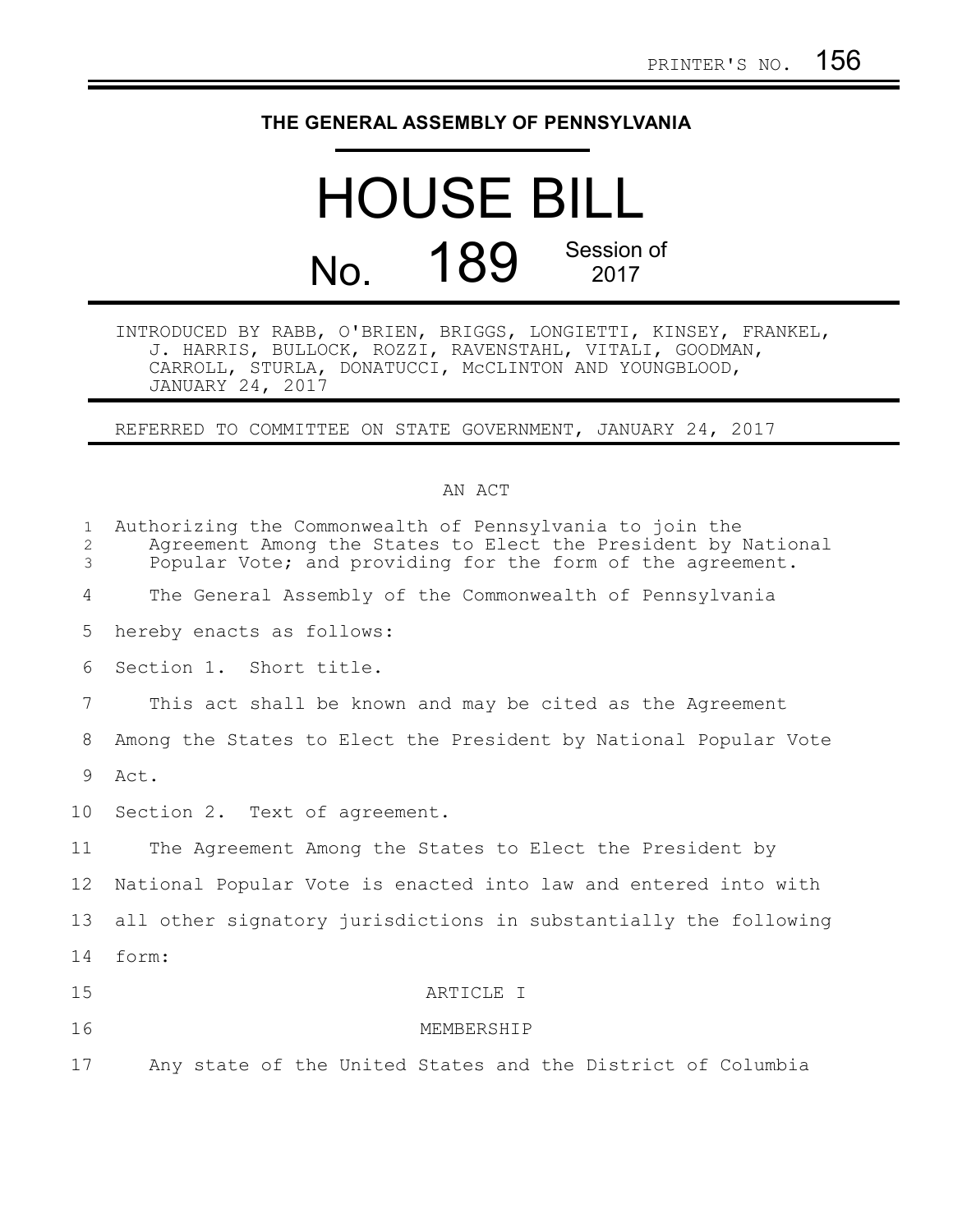PRINTER'S NO. 156

# THE GENERAL ASSEMBLY OF PENNSYLVANIA

# HOUSE BILL

## No. 189 Session of 2017

INTRODUCED BY RABB, O'BRIEN, BRIGGS, LONGIETTI, KINSEY, FRANKEL, J. HARRIS, BULLOCK, ROZZI, RAVENSTAHL, VITALI, GOODMAN, CARROLL, STURLA, DONATUCCI, McCLINTON AND YOUNGBLOOD, JANUARY 24, 2017

REFERRED TO COMMITTEE ON STATE GOVERNMENT, JANUARY 24, 2017

AN ACT

Authorizing the Commonwealth of Pennsylvania to join the Agreement Among the States to Elect the President by National Popular Vote; and providing for the form of the agreement.

The General Assembly of the Commonwealth of Pennsylvania hereby enacts as follows:

Section 1. Short title.

This act shall be known and may be cited as the Agreement Among the States to Elect the President by National Popular Vote Act.

Section 2. Text of agreement.

The Agreement Among the States to Elect the President by National Popular Vote is enacted into law and entered into with all other signatory jurisdictions in substantially the following form:

ARTICLE I

MEMBERSHIP

Any state of the United States and the District of Columbia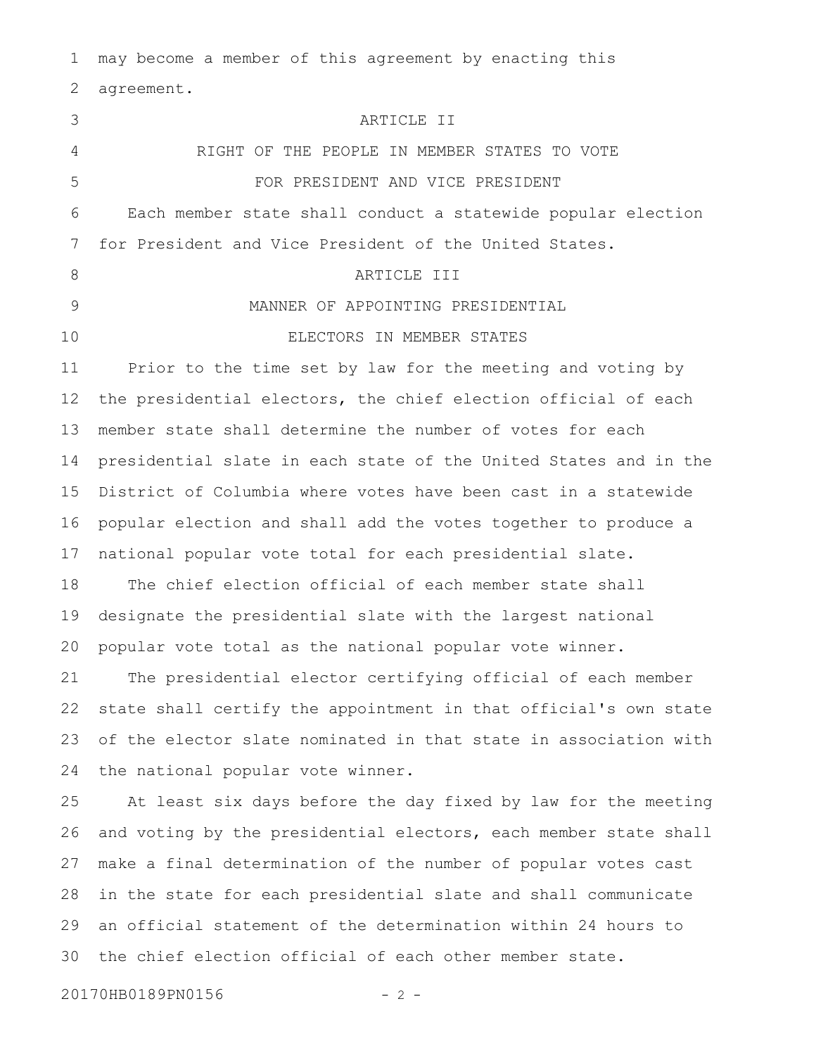may become a member of this agreement by enacting this agreement.

ARTICLE II

RIGHT OF THE PEOPLE IN MEMBER STATES TO VOTE FOR PRESIDENT AND VICE PRESIDENT

Each member state shall conduct a statewide popular election for President and Vice President of the United States.

ARTICLE III

MANNER OF APPOINTING PRESIDENTIAL ELECTORS IN MEMBER STATES

Prior to the time set by law for the meeting and voting by the presidential electors, the chief election official of each member state shall determine the number of votes for each presidential slate in each state of the United States and in the District of Columbia where votes have been cast in a statewide popular election and shall add the votes together to produce a national popular vote total for each presidential slate.

The chief election official of each member state shall designate the presidential slate with the largest national popular vote total as the national popular vote winner.

The presidential elector certifying official of each member state shall certify the appointment in that official's own state of the elector slate nominated in that state in association with the national popular vote winner.

At least six days before the day fixed by law for the meeting and voting by the presidential electors, each member state shall make a final determination of the number of popular votes cast in the state for each presidential slate and shall communicate an official statement of the determination within 24 hours to the chief election official of each other member state.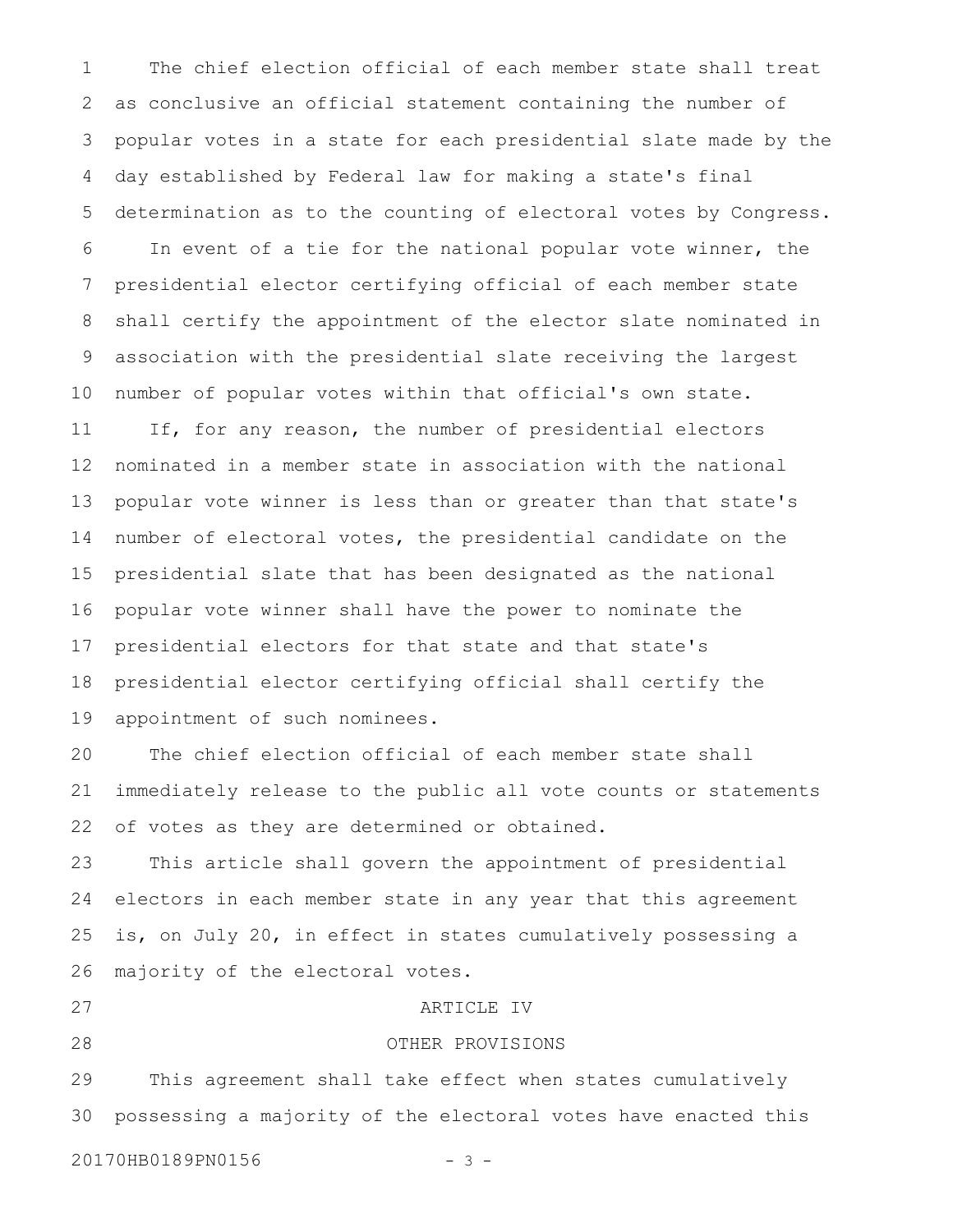The chief election official of each member state shall treat as conclusive an official statement containing the number of popular votes in a state for each presidential slate made by the day established by Federal law for making a state's final determination as to the counting of electoral votes by Congress.

In event of a tie for the national popular vote winner, the presidential elector certifying official of each member state shall certify the appointment of the elector slate nominated in association with the presidential slate receiving the largest number of popular votes within that official's own state.

If, for any reason, the number of presidential electors nominated in a member state in association with the national popular vote winner is less than or greater than that state's number of electoral votes, the presidential candidate on the presidential slate that has been designated as the national popular vote winner shall have the power to nominate the presidential electors for that state and that state's presidential elector certifying official shall certify the appointment of such nominees.

The chief election official of each member state shall immediately release to the public all vote counts or statements of votes as they are determined or obtained.

This article shall govern the appointment of presidential electors in each member state in any year that this agreement is, on July 20, in effect in states cumulatively possessing a majority of the electoral votes.

ARTICLE IV

OTHER PROVISIONS

This agreement shall take effect when states cumulatively possessing a majority of the electoral votes have enacted this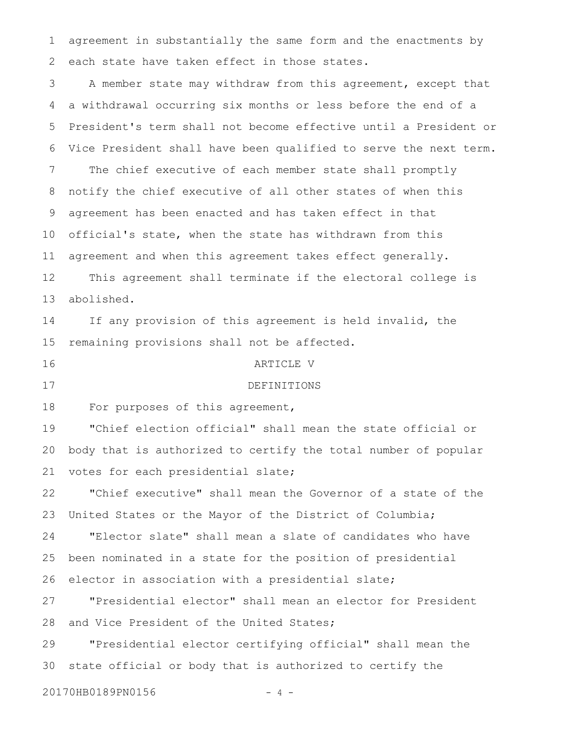agreement in substantially the same form and the enactments by each state have taken effect in those states.

A member state may withdraw from this agreement, except that a withdrawal occurring six months or less before the end of a President's term shall not become effective until a President or Vice President shall have been qualified to serve the next term.

The chief executive of each member state shall promptly notify the chief executive of all other states of when this agreement has been enacted and has taken effect in that official's state, when the state has withdrawn from this agreement and when this agreement takes effect generally.

This agreement shall terminate if the electoral college is abolished.

If any provision of this agreement is held invalid, the remaining provisions shall not be affected.

ARTICLE V

DEFINITIONS

For purposes of this agreement,

"Chief election official" shall mean the state official or body that is authorized to certify the total number of popular votes for each presidential slate;

"Chief executive" shall mean the Governor of a state of the United States or the Mayor of the District of Columbia;

"Elector slate" shall mean a slate of candidates who have been nominated in a state for the position of presidential elector in association with a presidential slate;

"Presidential elector" shall mean an elector for President and Vice President of the United States;

"Presidential elector certifying official" shall mean the state official or body that is authorized to certify the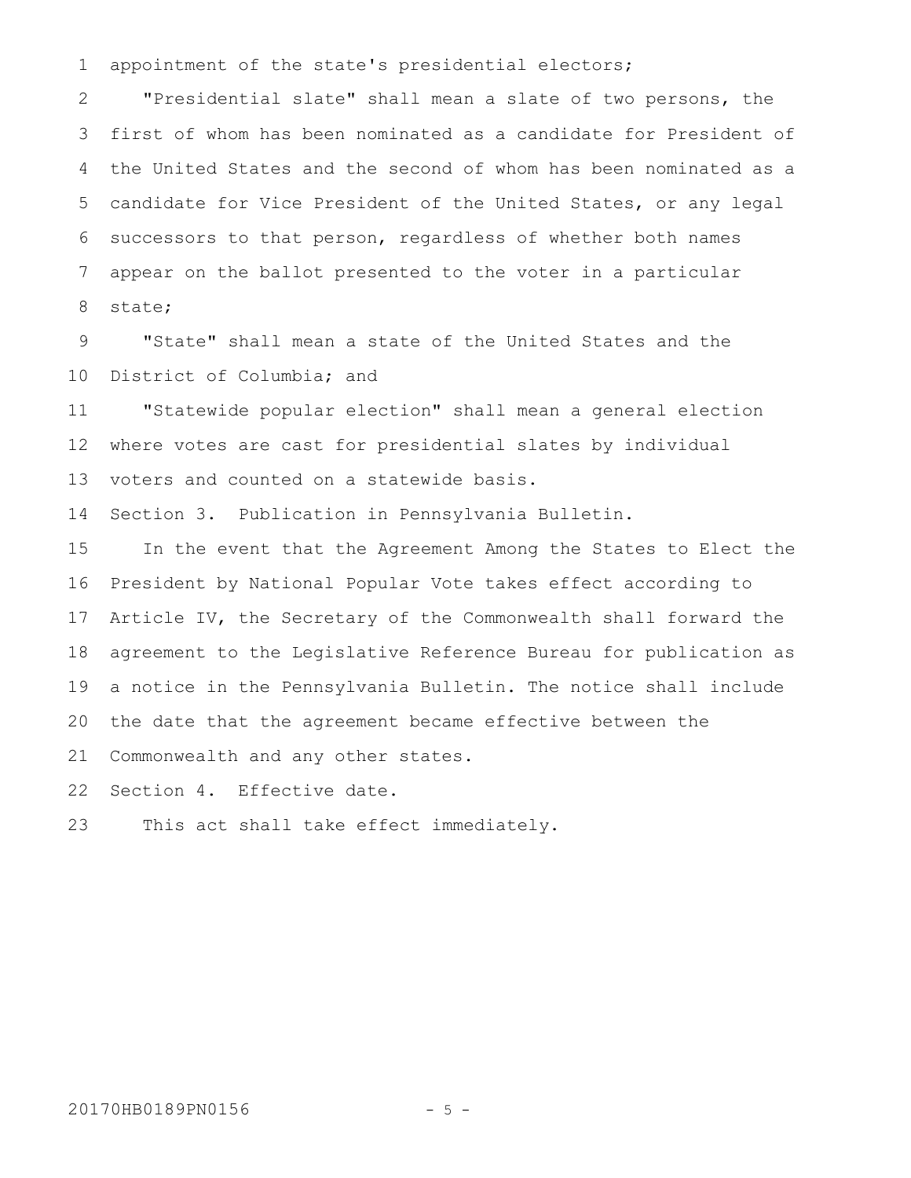appointment of the state's presidential electors;

"Presidential slate" shall mean a slate of two persons, the first of whom has been nominated as a candidate for President of the United States and the second of whom has been nominated as a candidate for Vice President of the United States, or any legal successors to that person, regardless of whether both names appear on the ballot presented to the voter in a particular state;

"State" shall mean a state of the United States and the District of Columbia; and

"Statewide popular election" shall mean a general election where votes are cast for presidential slates by individual voters and counted on a statewide basis.

Section 3. Publication in Pennsylvania Bulletin.

In the event that the Agreement Among the States to Elect the President by National Popular Vote takes effect according to Article IV, the Secretary of the Commonwealth shall forward the agreement to the Legislative Reference Bureau for publication as a notice in the Pennsylvania Bulletin. The notice shall include the date that the agreement became effective between the Commonwealth and any other states.

Section 4. Effective date.

This act shall take effect immediately.